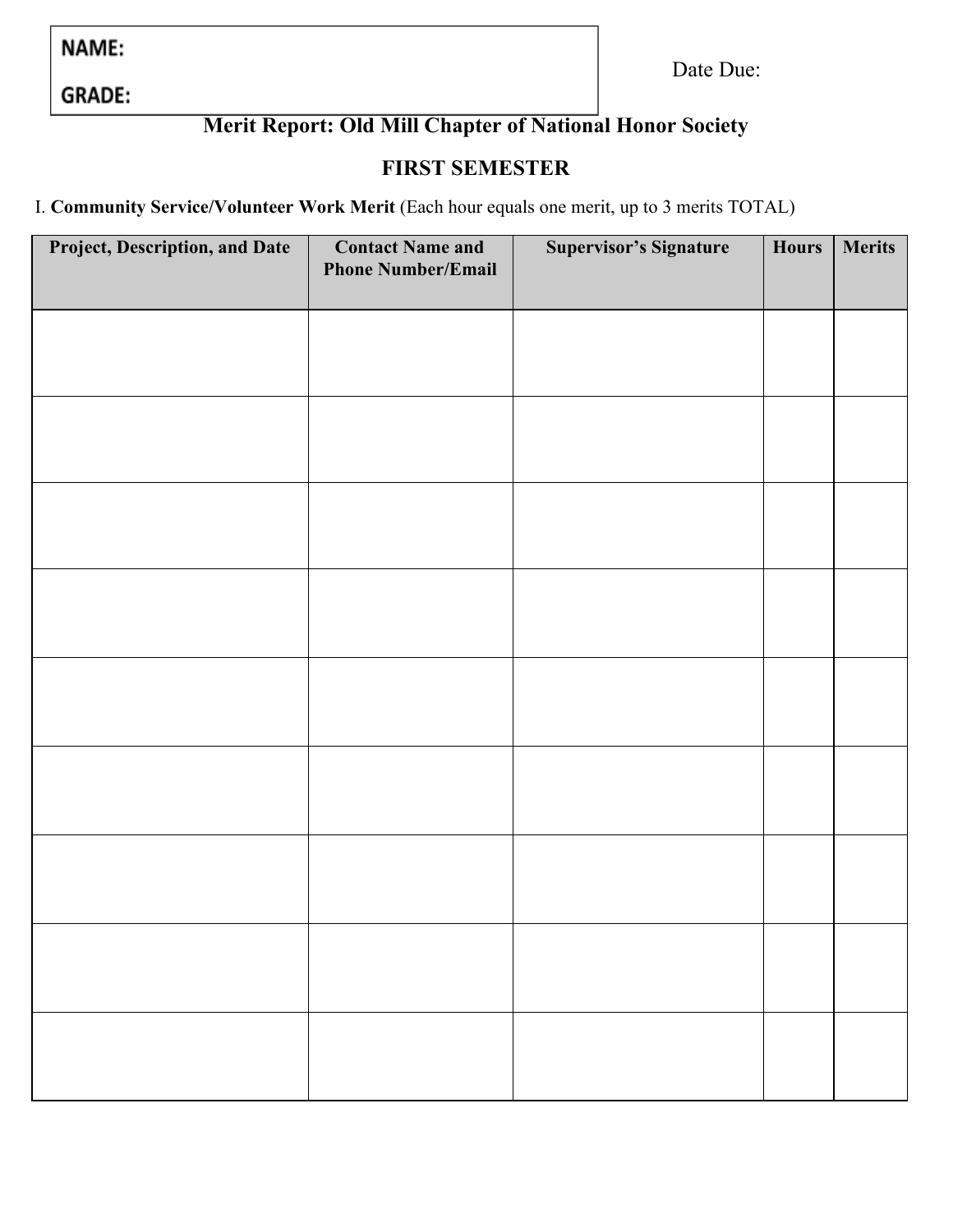**NAME:**

**GRADE:**

Date Due:

## Merit Report: Old Mill Chapter of National Honor Society

## FIRST SEMESTER

I. **Community Service/Volunteer Work Merit** (Each hour equals one merit, up to 3 merits TOTAL)

| Project, Description, and Date | Contact Name and Phone Number/Email | Supervisor's Signature | Hours | Merits |
|---|---|---|---|---|
| | | | | |
| | | | | |
| | | | | |
| | | | | |
| | | | | |
| | | | | |
| | | | | |
| | | | | |
| | | | | |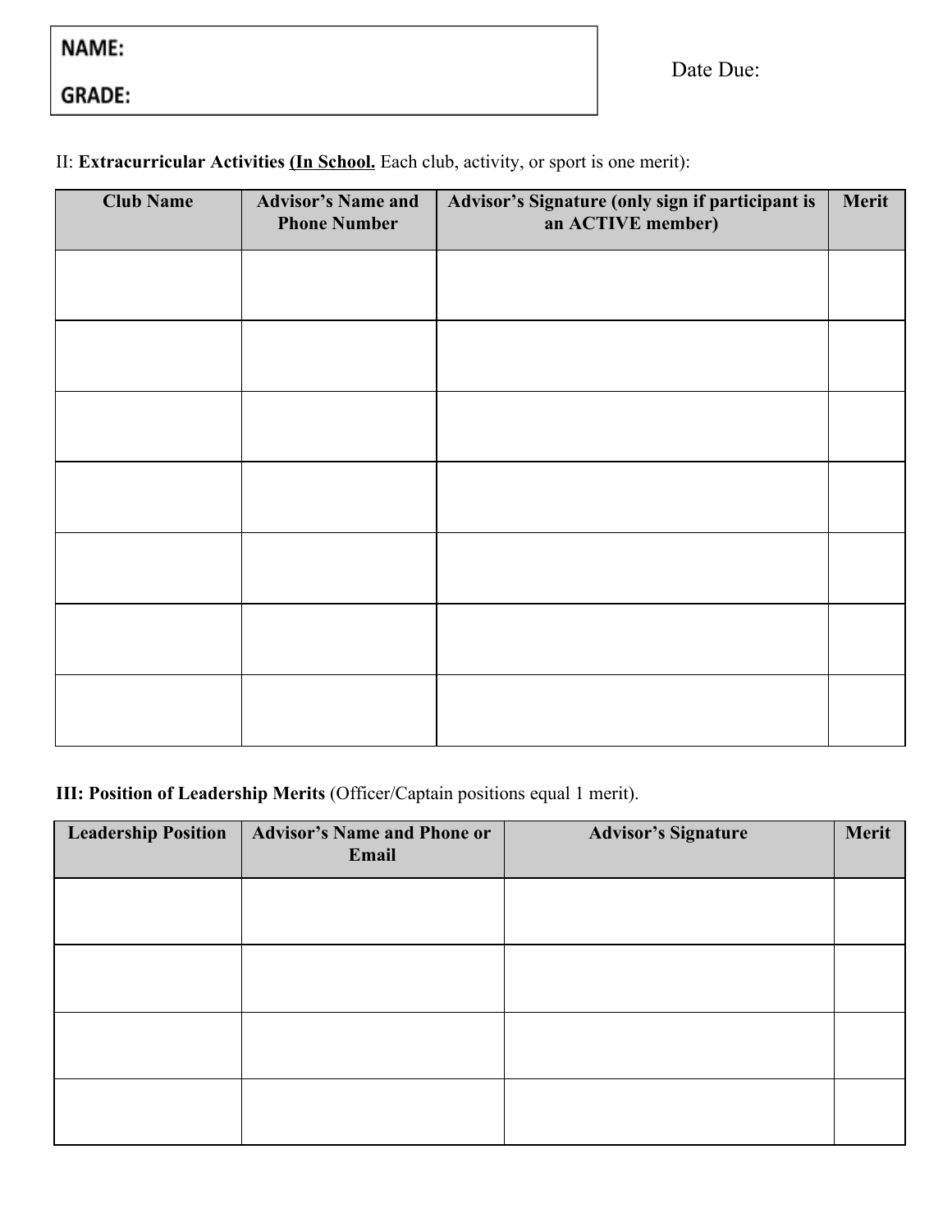**NAME:**

**GRADE:**

Date Due:

II: **Extracurricular Activities <u>(In School.</u>** Each club, activity, or sport is one merit):

| Club Name | Advisor's Name and Phone Number | Advisor's Signature (only sign if participant is an ACTIVE member) | Merit |
|---|---|---|---|
| | | | |
| | | | |
| | | | |
| | | | |
| | | | |
| | | | |
| | | | |

**III: Position of Leadership Merits** (Officer/Captain positions equal 1 merit).

| Leadership Position | Advisor's Name and Phone or Email | Advisor's Signature | Merit |
|---|---|---|---|
| | | | |
| | | | |
| | | | |
| | | | |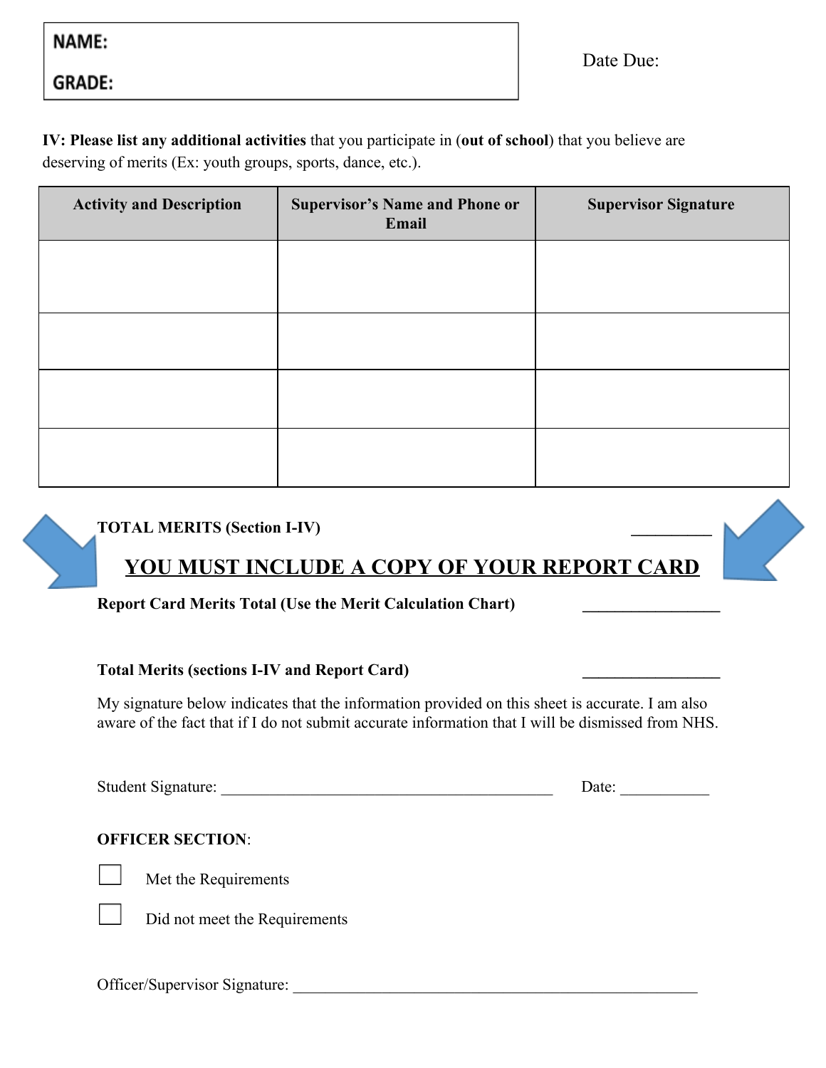**NAME:**

**GRADE:**

Date Due:

**IV: Please list any additional activities** that you participate in (**out of school**) that you believe are deserving of merits (Ex: youth groups, sports, dance, etc.).

| Activity and Description | Supervisor's Name and Phone or Email | Supervisor Signature |
|---|---|---|
| | | |
| | | |
| | | |
| | | |

**TOTAL MERITS (Section I-IV)** __________

**YOU MUST INCLUDE A COPY OF YOUR REPORT CARD**

**Report Card Merits Total (Use the Merit Calculation Chart)** _________________

**Total Merits (sections I-IV and Report Card)** _________________

My signature below indicates that the information provided on this sheet is accurate. I am also aware of the fact that if I do not submit accurate information that I will be dismissed from NHS.

Student Signature: ___________________________________________ Date: ___________

**OFFICER SECTION**:

☐ Met the Requirements

☐ Did not meet the Requirements

Officer/Supervisor Signature: ____________________________________________________